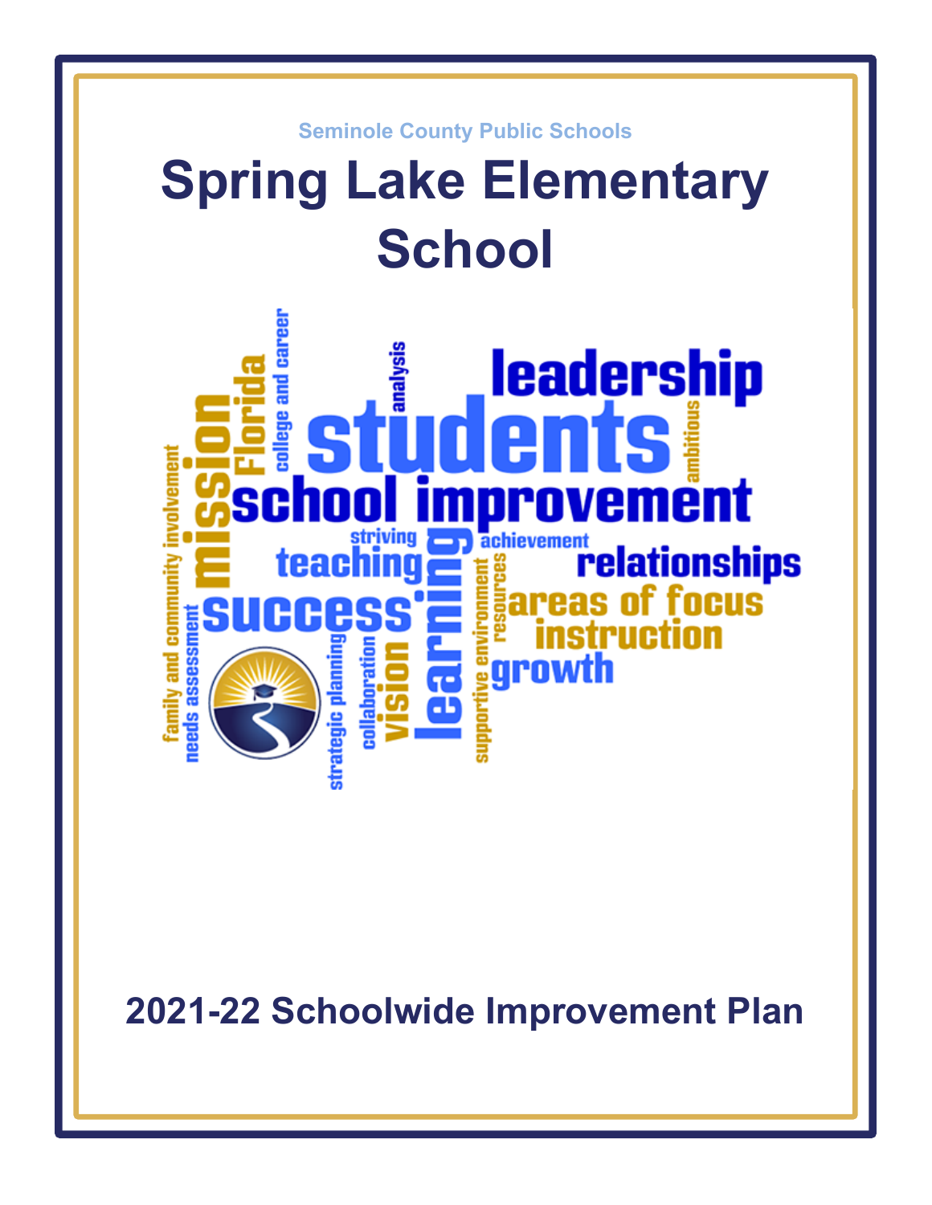Seminole County Public Schools

# Spring Lake Elementary School

## 2021-22 Schoolwide Improvement Plan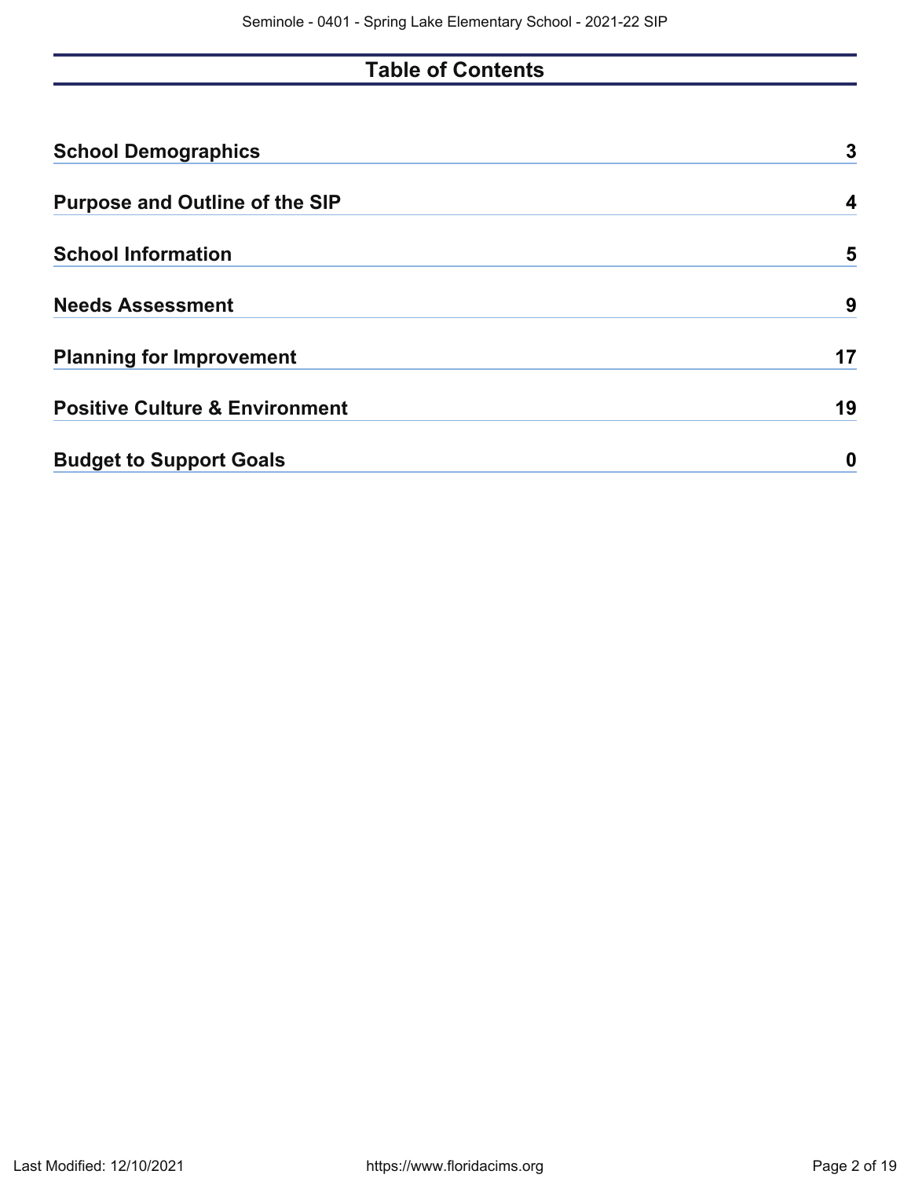# Table of Contents

| | |
|---|---|
| **School Demographics** | **3** |
| **Purpose and Outline of the SIP** | **4** |
| **School Information** | **5** |
| **Needs Assessment** | **9** |
| **Planning for Improvement** | **17** |
| **Positive Culture & Environment** | **19** |
| **Budget to Support Goals** | **0** |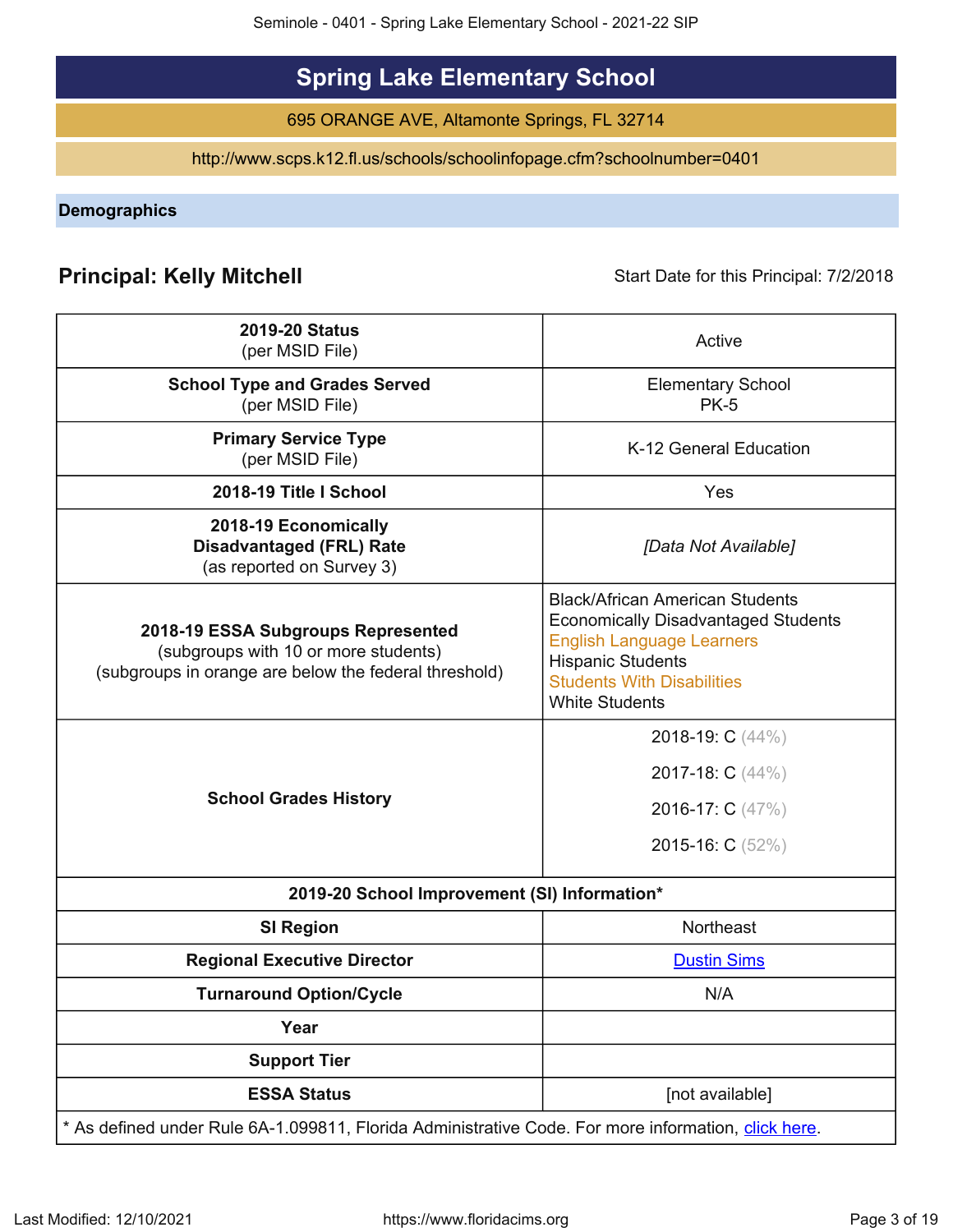# Spring Lake Elementary School

695 ORANGE AVE, Altamonte Springs, FL 32714

http://www.scps.k12.fl.us/schools/schoolinfopage.cfm?schoolnumber=0401

## Demographics

**Principal: Kelly Mitchell** Start Date for this Principal: 7/2/2018

| | |
|---|---|
| **2019-20 Status** (per MSID File) | Active |
| **School Type and Grades Served** (per MSID File) | Elementary School PK-5 |
| **Primary Service Type** (per MSID File) | K-12 General Education |
| **2018-19 Title I School** | Yes |
| **2018-19 Economically Disadvantaged (FRL) Rate** (as reported on Survey 3) | *[Data Not Available]* |
| **2018-19 ESSA Subgroups Represented** (subgroups with 10 or more students) (subgroups in orange are below the federal threshold) | Black/African American Students<br>Economically Disadvantaged Students<br>English Language Learners<br>Hispanic Students<br>Students With Disabilities<br>White Students |
| **School Grades History** | 2018-19: C (44%)<br>2017-18: C (44%)<br>2016-17: C (47%)<br>2015-16: C (52%) |
| **2019-20 School Improvement (SI) Information*** | |
| **SI Region** | Northeast |
| **Regional Executive Director** | Dustin Sims |
| **Turnaround Option/Cycle** | N/A |
| **Year** | |
| **Support Tier** | |
| **ESSA Status** | [not available] |

\* As defined under Rule 6A-1.099811, Florida Administrative Code. For more information, click here.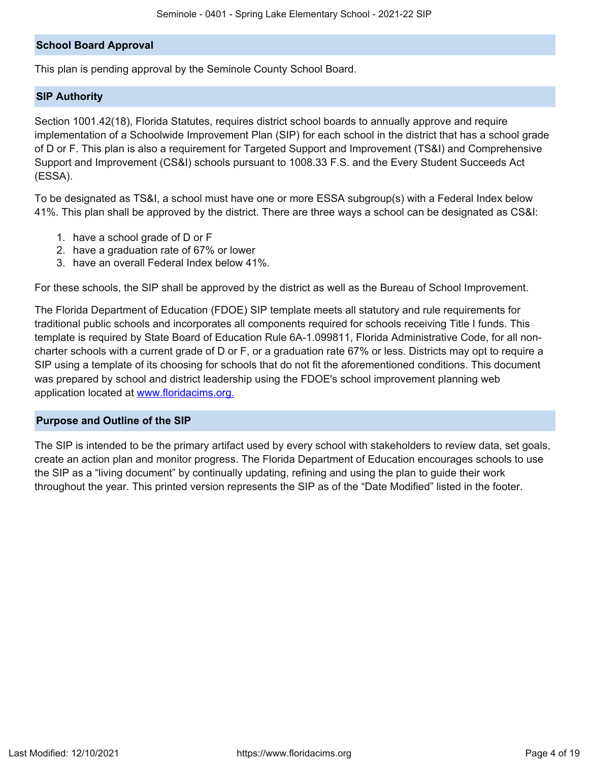## School Board Approval

This plan is pending approval by the Seminole County School Board.

## SIP Authority

Section 1001.42(18), Florida Statutes, requires district school boards to annually approve and require implementation of a Schoolwide Improvement Plan (SIP) for each school in the district that has a school grade of D or F. This plan is also a requirement for Targeted Support and Improvement (TS&I) and Comprehensive Support and Improvement (CS&I) schools pursuant to 1008.33 F.S. and the Every Student Succeeds Act (ESSA).

To be designated as TS&I, a school must have one or more ESSA subgroup(s) with a Federal Index below 41%. This plan shall be approved by the district. There are three ways a school can be designated as CS&I:

1. have a school grade of D or F
2. have a graduation rate of 67% or lower
3. have an overall Federal Index below 41%.

For these schools, the SIP shall be approved by the district as well as the Bureau of School Improvement.

The Florida Department of Education (FDOE) SIP template meets all statutory and rule requirements for traditional public schools and incorporates all components required for schools receiving Title I funds. This template is required by State Board of Education Rule 6A-1.099811, Florida Administrative Code, for all non-charter schools with a current grade of D or F, or a graduation rate 67% or less. Districts may opt to require a SIP using a template of its choosing for schools that do not fit the aforementioned conditions. This document was prepared by school and district leadership using the FDOE's school improvement planning web application located at [www.floridacims.org.](https://www.floridacims.org)

## Purpose and Outline of the SIP

The SIP is intended to be the primary artifact used by every school with stakeholders to review data, set goals, create an action plan and monitor progress. The Florida Department of Education encourages schools to use the SIP as a "living document" by continually updating, refining and using the plan to guide their work throughout the year. This printed version represents the SIP as of the "Date Modified" listed in the footer.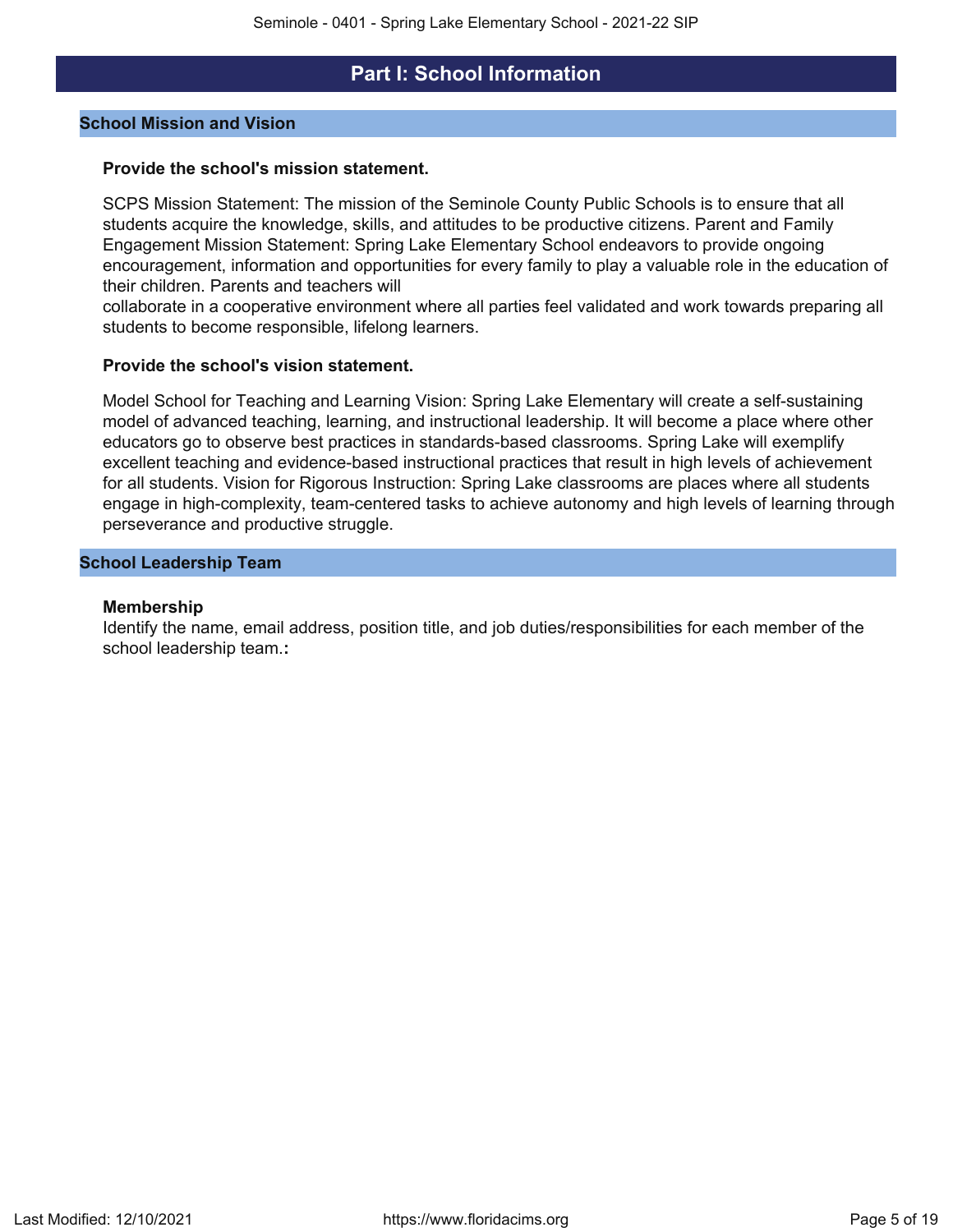# Part I: School Information

## School Mission and Vision

**Provide the school's mission statement.**

SCPS Mission Statement: The mission of the Seminole County Public Schools is to ensure that all students acquire the knowledge, skills, and attitudes to be productive citizens. Parent and Family Engagement Mission Statement: Spring Lake Elementary School endeavors to provide ongoing encouragement, information and opportunities for every family to play a valuable role in the education of their children. Parents and teachers will collaborate in a cooperative environment where all parties feel validated and work towards preparing all students to become responsible, lifelong learners.

**Provide the school's vision statement.**

Model School for Teaching and Learning Vision: Spring Lake Elementary will create a self-sustaining model of advanced teaching, learning, and instructional leadership. It will become a place where other educators go to observe best practices in standards-based classrooms. Spring Lake will exemplify excellent teaching and evidence-based instructional practices that result in high levels of achievement for all students. Vision for Rigorous Instruction: Spring Lake classrooms are places where all students engage in high-complexity, team-centered tasks to achieve autonomy and high levels of learning through perseverance and productive struggle.

## School Leadership Team

**Membership**

Identify the name, email address, position title, and job duties/responsibilities for each member of the school leadership team.**:**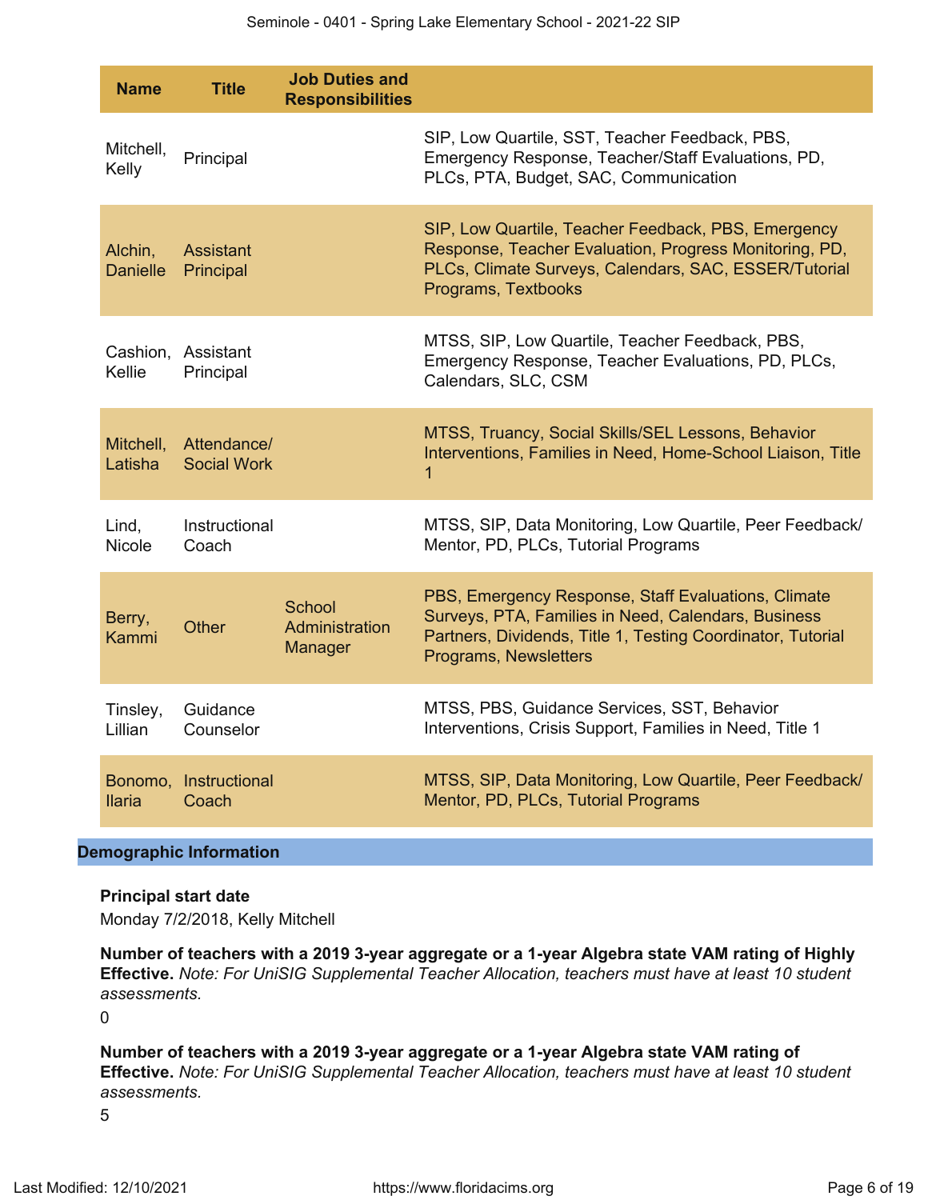| Name | Title | Job Duties and Responsibilities | |
|---|---|---|---|
| Mitchell, Kelly | Principal | | SIP, Low Quartile, SST, Teacher Feedback, PBS, Emergency Response, Teacher/Staff Evaluations, PD, PLCs, PTA, Budget, SAC, Communication |
| Alchin, Danielle | Assistant Principal | | SIP, Low Quartile, Teacher Feedback, PBS, Emergency Response, Teacher Evaluation, Progress Monitoring, PD, PLCs, Climate Surveys, Calendars, SAC, ESSER/Tutorial Programs, Textbooks |
| Cashion, Kellie | Assistant Principal | | MTSS, SIP, Low Quartile, Teacher Feedback, PBS, Emergency Response, Teacher Evaluations, PD, PLCs, Calendars, SLC, CSM |
| Mitchell, Latisha | Attendance/ Social Work | | MTSS, Truancy, Social Skills/SEL Lessons, Behavior Interventions, Families in Need, Home-School Liaison, Title 1 |
| Lind, Nicole | Instructional Coach | | MTSS, SIP, Data Monitoring, Low Quartile, Peer Feedback/ Mentor, PD, PLCs, Tutorial Programs |
| Berry, Kammi | Other | School Administration Manager | PBS, Emergency Response, Staff Evaluations, Climate Surveys, PTA, Families in Need, Calendars, Business Partners, Dividends, Title 1, Testing Coordinator, Tutorial Programs, Newsletters |
| Tinsley, Lillian | Guidance Counselor | | MTSS, PBS, Guidance Services, SST, Behavior Interventions, Crisis Support, Families in Need, Title 1 |
| Bonomo, Ilaria | Instructional Coach | | MTSS, SIP, Data Monitoring, Low Quartile, Peer Feedback/ Mentor, PD, PLCs, Tutorial Programs |

## Demographic Information

**Principal start date**

Monday 7/2/2018, Kelly Mitchell

**Number of teachers with a 2019 3-year aggregate or a 1-year Algebra state VAM rating of Highly Effective.** *Note: For UniSIG Supplemental Teacher Allocation, teachers must have at least 10 student assessments.*

0

**Number of teachers with a 2019 3-year aggregate or a 1-year Algebra state VAM rating of Effective.** *Note: For UniSIG Supplemental Teacher Allocation, teachers must have at least 10 student assessments.*

5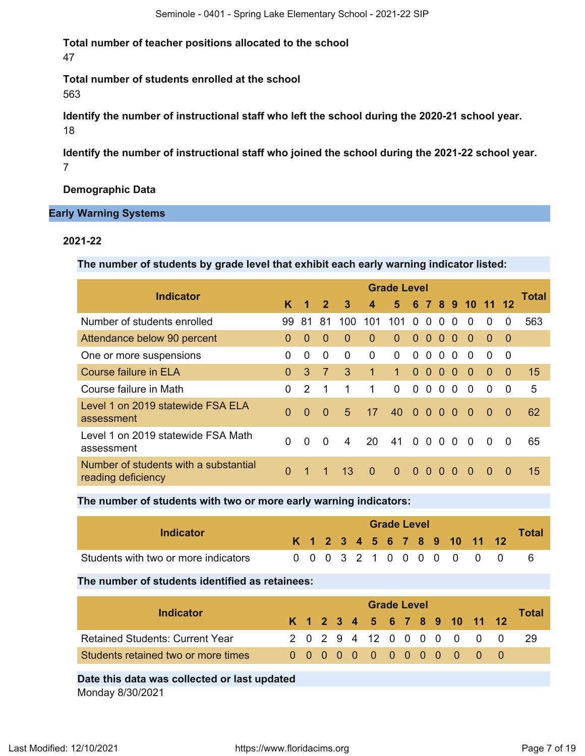**Total number of teacher positions allocated to the school**

47

**Total number of students enrolled at the school**

563

**Identify the number of instructional staff who left the school during the 2020-21 school year.**

18

**Identify the number of instructional staff who joined the school during the 2021-22 school year.**

7

**Demographic Data**

## Early Warning Systems

### 2021-22

**The number of students by grade level that exhibit each early warning indicator listed:**

| Indicator | Grade Level | | | | | | | | | | | | | Total |
|---|---|---|---|---|---|---|---|---|---|---|---|---|---|---|
| | K | 1 | 2 | 3 | 4 | 5 | 6 | 7 | 8 | 9 | 10 | 11 | 12 | |
| Number of students enrolled | 99 | 81 | 81 | 100 | 101 | 101 | 0 | 0 | 0 | 0 | 0 | 0 | 0 | 563 |
| Attendance below 90 percent | 0 | 0 | 0 | 0 | 0 | 0 | 0 | 0 | 0 | 0 | 0 | 0 | 0 | |
| One or more suspensions | 0 | 0 | 0 | 0 | 0 | 0 | 0 | 0 | 0 | 0 | 0 | 0 | 0 | |
| Course failure in ELA | 0 | 3 | 7 | 3 | 1 | 1 | 0 | 0 | 0 | 0 | 0 | 0 | 0 | 15 |
| Course failure in Math | 0 | 2 | 1 | 1 | 1 | 0 | 0 | 0 | 0 | 0 | 0 | 0 | 0 | 5 |
| Level 1 on 2019 statewide FSA ELA assessment | 0 | 0 | 0 | 5 | 17 | 40 | 0 | 0 | 0 | 0 | 0 | 0 | 0 | 62 |
| Level 1 on 2019 statewide FSA Math assessment | 0 | 0 | 0 | 4 | 20 | 41 | 0 | 0 | 0 | 0 | 0 | 0 | 0 | 65 |
| Number of students with a substantial reading deficiency | 0 | 1 | 1 | 13 | 0 | 0 | 0 | 0 | 0 | 0 | 0 | 0 | 0 | 15 |

**The number of students with two or more early warning indicators:**

| Indicator | Grade Level | | | | | | | | | | | | | Total |
|---|---|---|---|---|---|---|---|---|---|---|---|---|---|---|
| | K | 1 | 2 | 3 | 4 | 5 | 6 | 7 | 8 | 9 | 10 | 11 | 12 | |
| Students with two or more indicators | 0 | 0 | 0 | 3 | 2 | 1 | 0 | 0 | 0 | 0 | 0 | 0 | 0 | 6 |

**The number of students identified as retainees:**

| Indicator | Grade Level | | | | | | | | | | | | | Total |
|---|---|---|---|---|---|---|---|---|---|---|---|---|---|---|
| | K | 1 | 2 | 3 | 4 | 5 | 6 | 7 | 8 | 9 | 10 | 11 | 12 | |
| Retained Students: Current Year | 2 | 0 | 2 | 9 | 4 | 12 | 0 | 0 | 0 | 0 | 0 | 0 | 0 | 29 |
| Students retained two or more times | 0 | 0 | 0 | 0 | 0 | 0 | 0 | 0 | 0 | 0 | 0 | 0 | 0 | |

**Date this data was collected or last updated**

Monday 8/30/2021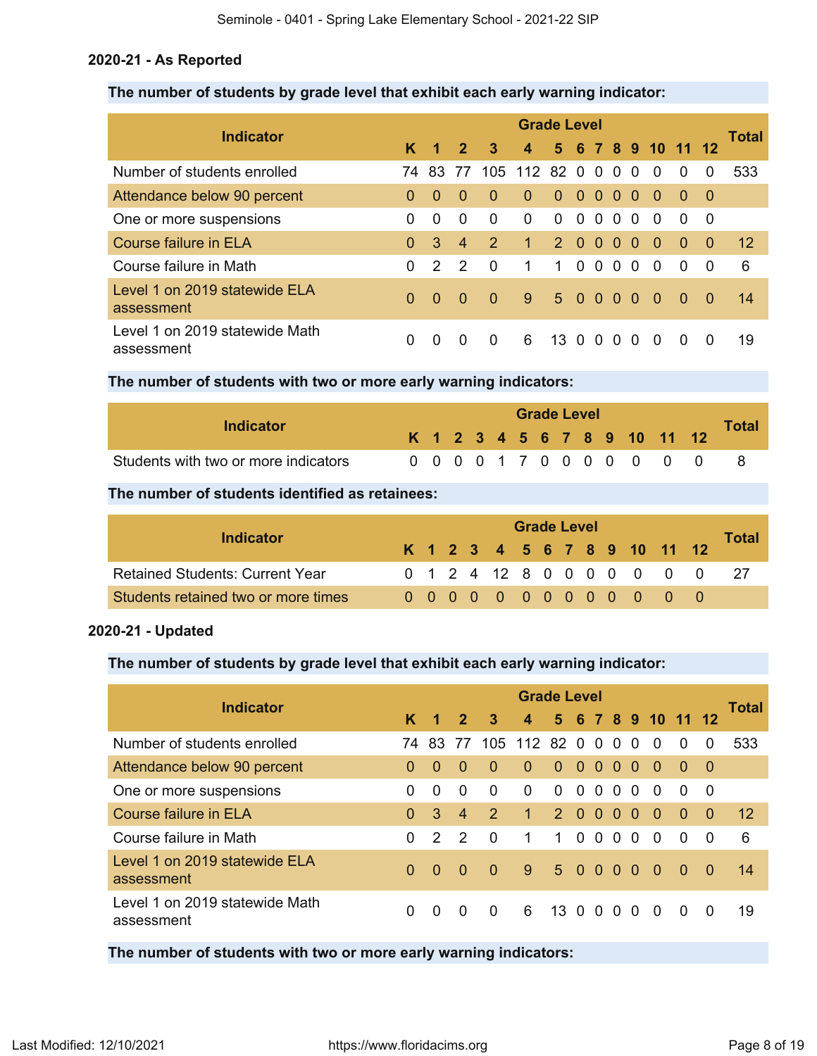### 2020-21 - As Reported

**The number of students by grade level that exhibit each early warning indicator:**

| Indicator | K | 1 | 2 | 3 | 4 | 5 | 6 | 7 | 8 | 9 | 10 | 11 | 12 | Total |
|---|---|---|---|---|---|---|---|---|---|---|---|---|---|---|
| Number of students enrolled | 74 | 83 | 77 | 105 | 112 | 82 | 0 | 0 | 0 | 0 | 0 | 0 | 0 | 533 |
| Attendance below 90 percent | 0 | 0 | 0 | 0 | 0 | 0 | 0 | 0 | 0 | 0 | 0 | 0 | 0 | |
| One or more suspensions | 0 | 0 | 0 | 0 | 0 | 0 | 0 | 0 | 0 | 0 | 0 | 0 | 0 | |
| Course failure in ELA | 0 | 3 | 4 | 2 | 1 | 2 | 0 | 0 | 0 | 0 | 0 | 0 | 0 | 12 |
| Course failure in Math | 0 | 2 | 2 | 0 | 1 | 1 | 0 | 0 | 0 | 0 | 0 | 0 | 0 | 6 |
| Level 1 on 2019 statewide ELA assessment | 0 | 0 | 0 | 0 | 9 | 5 | 0 | 0 | 0 | 0 | 0 | 0 | 0 | 14 |
| Level 1 on 2019 statewide Math assessment | 0 | 0 | 0 | 0 | 6 | 13 | 0 | 0 | 0 | 0 | 0 | 0 | 0 | 19 |

**The number of students with two or more early warning indicators:**

| Indicator | K | 1 | 2 | 3 | 4 | 5 | 6 | 7 | 8 | 9 | 10 | 11 | 12 | Total |
|---|---|---|---|---|---|---|---|---|---|---|---|---|---|---|
| Students with two or more indicators | 0 | 0 | 0 | 0 | 1 | 7 | 0 | 0 | 0 | 0 | 0 | 0 | 0 | 8 |

**The number of students identified as retainees:**

| Indicator | K | 1 | 2 | 3 | 4 | 5 | 6 | 7 | 8 | 9 | 10 | 11 | 12 | Total |
|---|---|---|---|---|---|---|---|---|---|---|---|---|---|---|
| Retained Students: Current Year | 0 | 1 | 2 | 4 | 12 | 8 | 0 | 0 | 0 | 0 | 0 | 0 | 0 | 27 |
| Students retained two or more times | 0 | 0 | 0 | 0 | 0 | 0 | 0 | 0 | 0 | 0 | 0 | 0 | 0 | |

### 2020-21 - Updated

**The number of students by grade level that exhibit each early warning indicator:**

| Indicator | K | 1 | 2 | 3 | 4 | 5 | 6 | 7 | 8 | 9 | 10 | 11 | 12 | Total |
|---|---|---|---|---|---|---|---|---|---|---|---|---|---|---|
| Number of students enrolled | 74 | 83 | 77 | 105 | 112 | 82 | 0 | 0 | 0 | 0 | 0 | 0 | 0 | 533 |
| Attendance below 90 percent | 0 | 0 | 0 | 0 | 0 | 0 | 0 | 0 | 0 | 0 | 0 | 0 | 0 | |
| One or more suspensions | 0 | 0 | 0 | 0 | 0 | 0 | 0 | 0 | 0 | 0 | 0 | 0 | 0 | |
| Course failure in ELA | 0 | 3 | 4 | 2 | 1 | 2 | 0 | 0 | 0 | 0 | 0 | 0 | 0 | 12 |
| Course failure in Math | 0 | 2 | 2 | 0 | 1 | 1 | 0 | 0 | 0 | 0 | 0 | 0 | 0 | 6 |
| Level 1 on 2019 statewide ELA assessment | 0 | 0 | 0 | 0 | 9 | 5 | 0 | 0 | 0 | 0 | 0 | 0 | 0 | 14 |
| Level 1 on 2019 statewide Math assessment | 0 | 0 | 0 | 0 | 6 | 13 | 0 | 0 | 0 | 0 | 0 | 0 | 0 | 19 |

**The number of students with two or more early warning indicators:**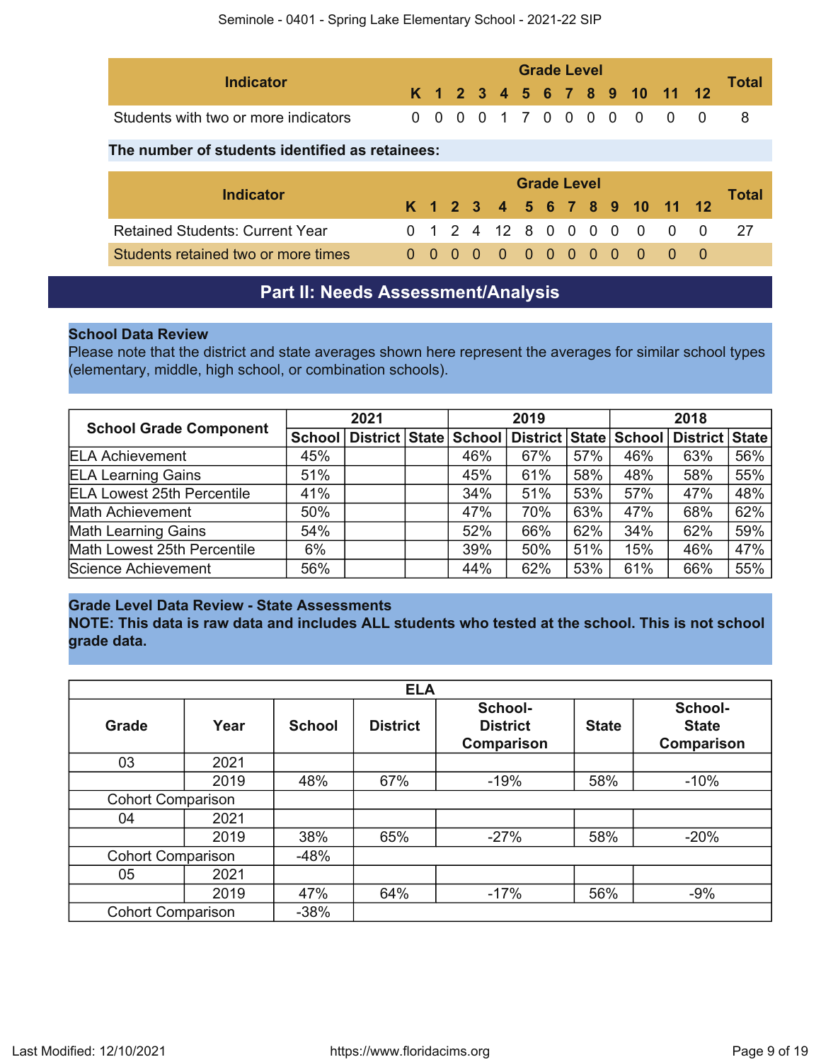| Indicator | Grade Level | | | | | | | | | | | | | Total |
|---|---|---|---|---|---|---|---|---|---|---|---|---|---|---|
| | K | 1 | 2 | 3 | 4 | 5 | 6 | 7 | 8 | 9 | 10 | 11 | 12 | |
| Students with two or more indicators | 0 | 0 | 0 | 0 | 1 | 7 | 0 | 0 | 0 | 0 | 0 | 0 | 0 | 8 |

**The number of students identified as retainees:**

| Indicator | Grade Level | | | | | | | | | | | | | Total |
|---|---|---|---|---|---|---|---|---|---|---|---|---|---|---|
| | K | 1 | 2 | 3 | 4 | 5 | 6 | 7 | 8 | 9 | 10 | 11 | 12 | |
| Retained Students: Current Year | 0 | 1 | 2 | 4 | 12 | 8 | 0 | 0 | 0 | 0 | 0 | 0 | 0 | 27 |
| Students retained two or more times | 0 | 0 | 0 | 0 | 0 | 0 | 0 | 0 | 0 | 0 | 0 | 0 | 0 | |

## Part II: Needs Assessment/Analysis

**School Data Review**

Please note that the district and state averages shown here represent the averages for similar school types (elementary, middle, high school, or combination schools).

| School Grade Component | 2021 | | | 2019 | | | 2018 | | |
|---|---|---|---|---|---|---|---|---|---|
| | School | District | State | School | District | State | School | District | State |
| ELA Achievement | 45% | | | 46% | 67% | 57% | 46% | 63% | 56% |
| ELA Learning Gains | 51% | | | 45% | 61% | 58% | 48% | 58% | 55% |
| ELA Lowest 25th Percentile | 41% | | | 34% | 51% | 53% | 57% | 47% | 48% |
| Math Achievement | 50% | | | 47% | 70% | 63% | 47% | 68% | 62% |
| Math Learning Gains | 54% | | | 52% | 66% | 62% | 34% | 62% | 59% |
| Math Lowest 25th Percentile | 6% | | | 39% | 50% | 51% | 15% | 46% | 47% |
| Science Achievement | 56% | | | 44% | 62% | 53% | 61% | 66% | 55% |

**Grade Level Data Review - State Assessments**

**NOTE: This data is raw data and includes ALL students who tested at the school. This is not school grade data.**

| ELA | | | | | | |
|---|---|---|---|---|---|---|
| Grade | Year | School | District | School-District Comparison | State | School-State Comparison |
| 03 | 2021 | | | | | |
| | 2019 | 48% | 67% | -19% | 58% | -10% |
| Cohort Comparison | | | | | | |
| 04 | 2021 | | | | | |
| | 2019 | 38% | 65% | -27% | 58% | -20% |
| Cohort Comparison | | -48% | | | | |
| 05 | 2021 | | | | | |
| | 2019 | 47% | 64% | -17% | 56% | -9% |
| Cohort Comparison | | -38% | | | | |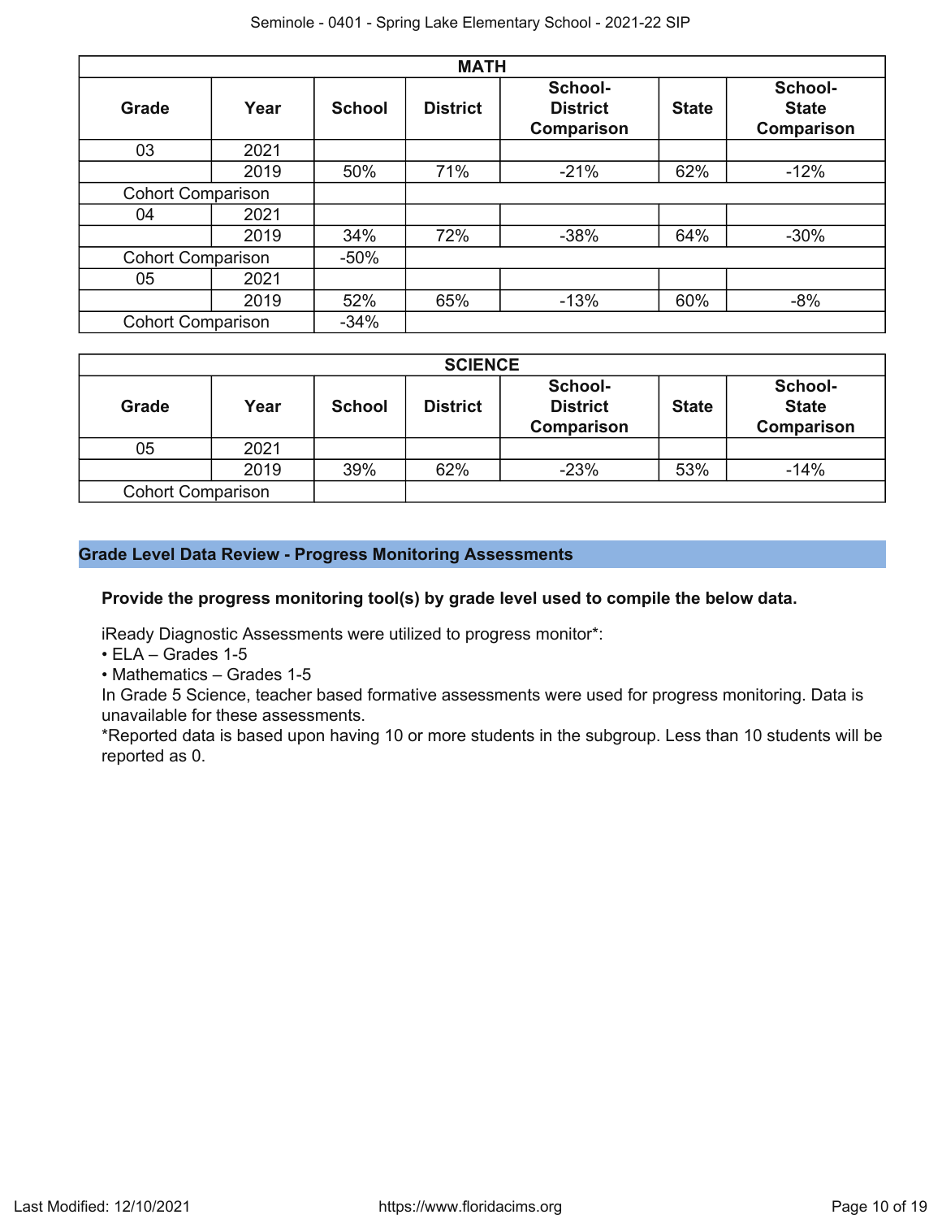| MATH | | | | | | |
|---|---|---|---|---|---|---|
| **Grade** | **Year** | **School** | **District** | **School-District Comparison** | **State** | **School-State Comparison** |
| 03 | 2021 | | | | | |
| | 2019 | 50% | 71% | -21% | 62% | -12% |
| Cohort Comparison | | | | | | |
| 04 | 2021 | | | | | |
| | 2019 | 34% | 72% | -38% | 64% | -30% |
| Cohort Comparison | | -50% | | | | |
| 05 | 2021 | | | | | |
| | 2019 | 52% | 65% | -13% | 60% | -8% |
| Cohort Comparison | | -34% | | | | |

| SCIENCE | | | | | | |
|---|---|---|---|---|---|---|
| **Grade** | **Year** | **School** | **District** | **School-District Comparison** | **State** | **School-State Comparison** |
| 05 | 2021 | | | | | |
| | 2019 | 39% | 62% | -23% | 53% | -14% |
| Cohort Comparison | | | | | | |

## Grade Level Data Review - Progress Monitoring Assessments

**Provide the progress monitoring tool(s) by grade level used to compile the below data.**

iReady Diagnostic Assessments were utilized to progress monitor*:
• ELA – Grades 1-5
• Mathematics – Grades 1-5
In Grade 5 Science, teacher based formative assessments were used for progress monitoring. Data is unavailable for these assessments.
*Reported data is based upon having 10 or more students in the subgroup. Less than 10 students will be reported as 0.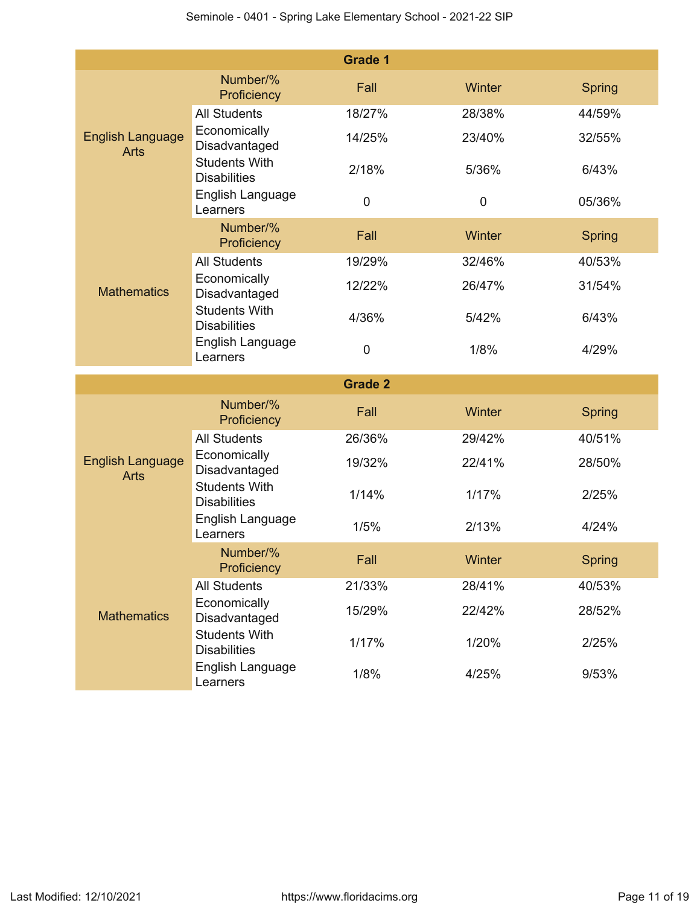| Grade 1 | | | | |
|---|---|---|---|---|
| | Number/% Proficiency | Fall | Winter | Spring |
| English Language Arts | All Students | 18/27% | 28/38% | 44/59% |
| | Economically Disadvantaged | 14/25% | 23/40% | 32/55% |
| | Students With Disabilities | 2/18% | 5/36% | 6/43% |
| | English Language Learners | 0 | 0 | 05/36% |
| | Number/% Proficiency | Fall | Winter | Spring |
| Mathematics | All Students | 19/29% | 32/46% | 40/53% |
| | Economically Disadvantaged | 12/22% | 26/47% | 31/54% |
| | Students With Disabilities | 4/36% | 5/42% | 6/43% |
| | English Language Learners | 0 | 1/8% | 4/29% |

| Grade 2 | | | | |
|---|---|---|---|---|
| | Number/% Proficiency | Fall | Winter | Spring |
| English Language Arts | All Students | 26/36% | 29/42% | 40/51% |
| | Economically Disadvantaged | 19/32% | 22/41% | 28/50% |
| | Students With Disabilities | 1/14% | 1/17% | 2/25% |
| | English Language Learners | 1/5% | 2/13% | 4/24% |
| | Number/% Proficiency | Fall | Winter | Spring |
| Mathematics | All Students | 21/33% | 28/41% | 40/53% |
| | Economically Disadvantaged | 15/29% | 22/42% | 28/52% |
| | Students With Disabilities | 1/17% | 1/20% | 2/25% |
| | English Language Learners | 1/8% | 4/25% | 9/53% |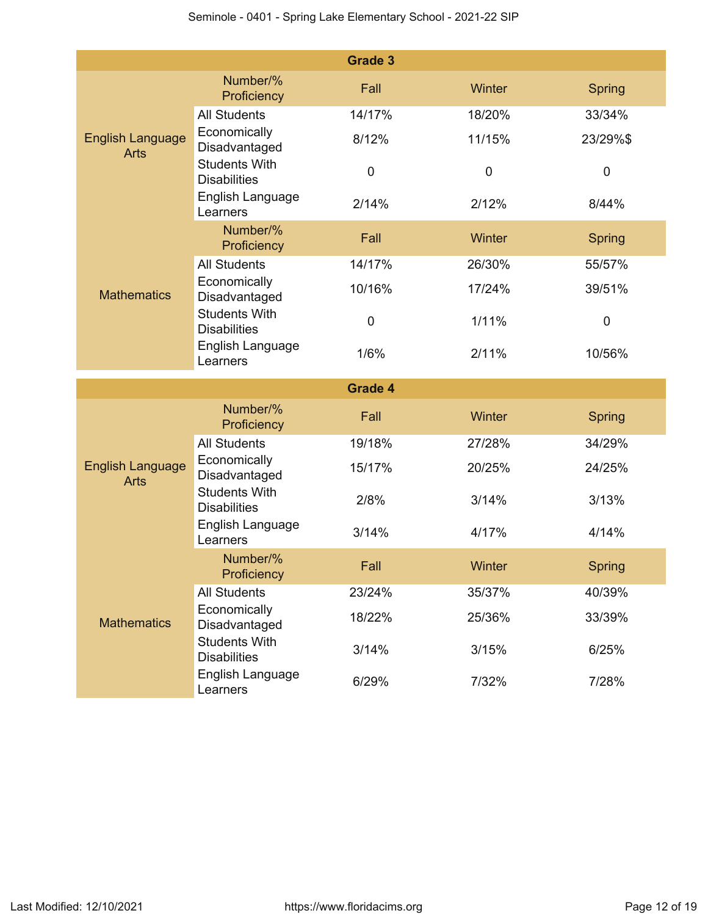| Grade 3 | | | | |
|---|---|---|---|---|
| | Number/% Proficiency | Fall | Winter | Spring |
| English Language Arts | All Students | 14/17% | 18/20% | 33/34% |
| | Economically Disadvantaged | 8/12% | 11/15% | 23/29%$ |
| | Students With Disabilities | 0 | 0 | 0 |
| | English Language Learners | 2/14% | 2/12% | 8/44% |
| | Number/% Proficiency | Fall | Winter | Spring |
| Mathematics | All Students | 14/17% | 26/30% | 55/57% |
| | Economically Disadvantaged | 10/16% | 17/24% | 39/51% |
| | Students With Disabilities | 0 | 1/11% | 0 |
| | English Language Learners | 1/6% | 2/11% | 10/56% |

| Grade 4 | | | | |
|---|---|---|---|---|
| | Number/% Proficiency | Fall | Winter | Spring |
| English Language Arts | All Students | 19/18% | 27/28% | 34/29% |
| | Economically Disadvantaged | 15/17% | 20/25% | 24/25% |
| | Students With Disabilities | 2/8% | 3/14% | 3/13% |
| | English Language Learners | 3/14% | 4/17% | 4/14% |
| | Number/% Proficiency | Fall | Winter | Spring |
| Mathematics | All Students | 23/24% | 35/37% | 40/39% |
| | Economically Disadvantaged | 18/22% | 25/36% | 33/39% |
| | Students With Disabilities | 3/14% | 3/15% | 6/25% |
| | English Language Learners | 6/29% | 7/32% | 7/28% |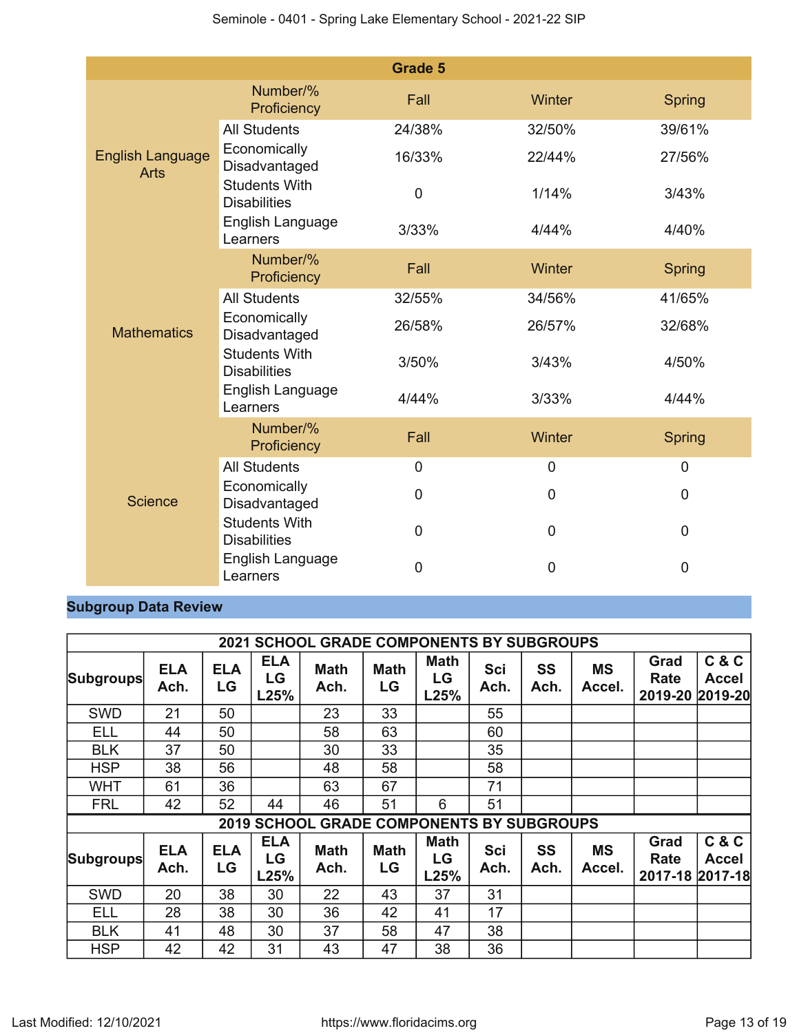| Grade 5 | | | | |
|---|---|---|---|---|
| | Number/% Proficiency | Fall | Winter | Spring |
| English Language Arts | All Students | 24/38% | 32/50% | 39/61% |
| | Economically Disadvantaged | 16/33% | 22/44% | 27/56% |
| | Students With Disabilities | 0 | 1/14% | 3/43% |
| | English Language Learners | 3/33% | 4/44% | 4/40% |
| | Number/% Proficiency | Fall | Winter | Spring |
| Mathematics | All Students | 32/55% | 34/56% | 41/65% |
| | Economically Disadvantaged | 26/58% | 26/57% | 32/68% |
| | Students With Disabilities | 3/50% | 3/43% | 4/50% |
| | English Language Learners | 4/44% | 3/33% | 4/44% |
| | Number/% Proficiency | Fall | Winter | Spring |
| Science | All Students | 0 | 0 | 0 |
| | Economically Disadvantaged | 0 | 0 | 0 |
| | Students With Disabilities | 0 | 0 | 0 |
| | English Language Learners | 0 | 0 | 0 |

## Subgroup Data Review

| 2021 SCHOOL GRADE COMPONENTS BY SUBGROUPS | | | | | | | | | | | |
|---|---|---|---|---|---|---|---|---|---|---|---|
| Subgroups | ELA Ach. | ELA LG | ELA LG L25% | Math Ach. | Math LG | Math LG L25% | Sci Ach. | SS Ach. | MS Accel. | Grad Rate 2019-20 | C & C Accel 2019-20 |
| SWD | 21 | 50 | | 23 | 33 | | 55 | | | | |
| ELL | 44 | 50 | | 58 | 63 | | 60 | | | | |
| BLK | 37 | 50 | | 30 | 33 | | 35 | | | | |
| HSP | 38 | 56 | | 48 | 58 | | 58 | | | | |
| WHT | 61 | 36 | | 63 | 67 | | 71 | | | | |
| FRL | 42 | 52 | 44 | 46 | 51 | 6 | 51 | | | | |

| 2019 SCHOOL GRADE COMPONENTS BY SUBGROUPS | | | | | | | | | | | |
|---|---|---|---|---|---|---|---|---|---|---|---|
| Subgroups | ELA Ach. | ELA LG | ELA LG L25% | Math Ach. | Math LG | Math LG L25% | Sci Ach. | SS Ach. | MS Accel. | Grad Rate 2017-18 | C & C Accel 2017-18 |
| SWD | 20 | 38 | 30 | 22 | 43 | 37 | 31 | | | | |
| ELL | 28 | 38 | 30 | 36 | 42 | 41 | 17 | | | | |
| BLK | 41 | 48 | 30 | 37 | 58 | 47 | 38 | | | | |
| HSP | 42 | 42 | 31 | 43 | 47 | 38 | 36 | | | | |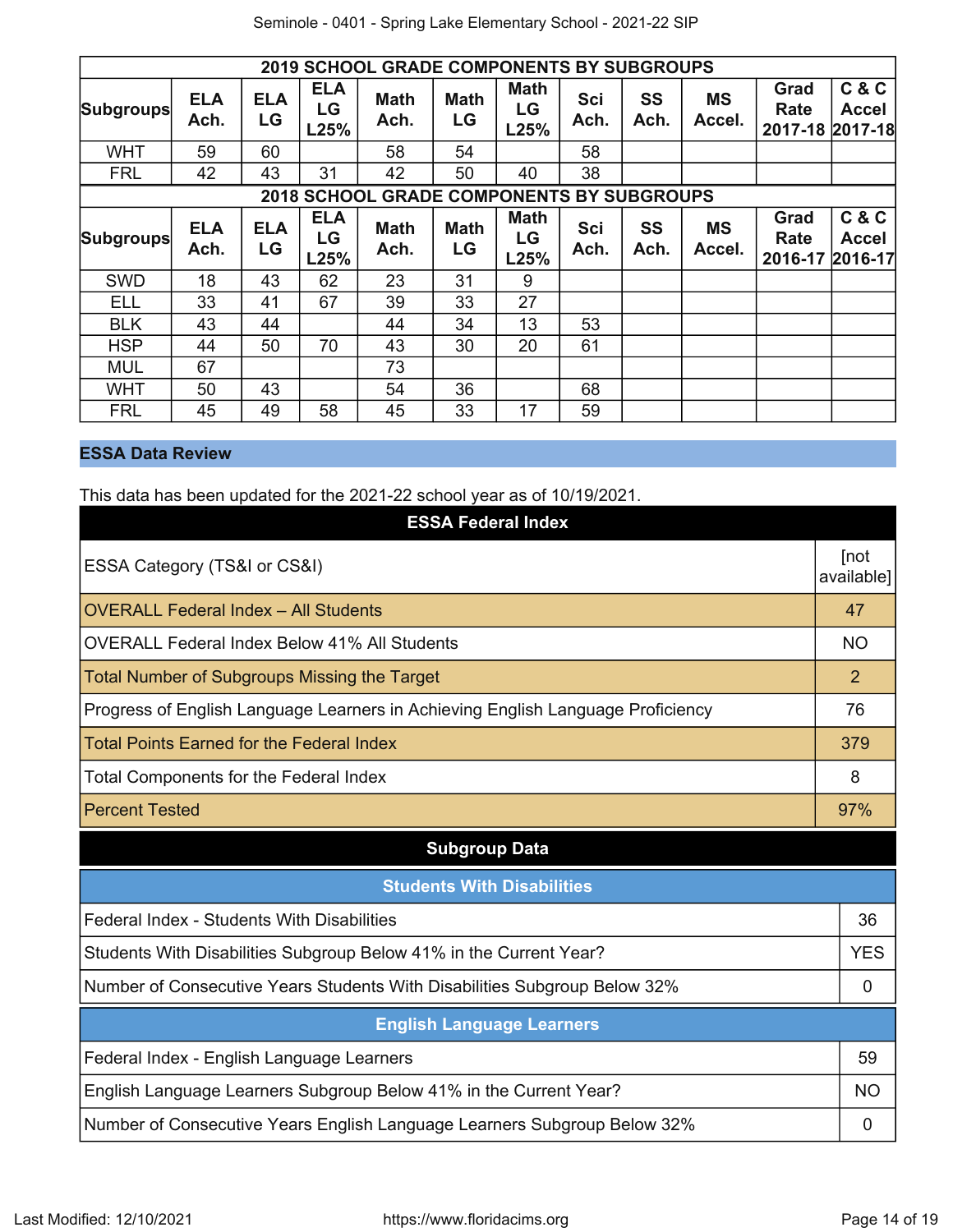| 2019 SCHOOL GRADE COMPONENTS BY SUBGROUPS | | | | | | | | | | | |
|---|---|---|---|---|---|---|---|---|---|---|---|
| Subgroups | ELA Ach. | ELA LG | ELA LG L25% | Math Ach. | Math LG | Math LG L25% | Sci Ach. | SS Ach. | MS Accel. | Grad Rate 2017-18 | C & C Accel 2017-18 |
| WHT | 59 | 60 | | 58 | 54 | | 58 | | | | |
| FRL | 42 | 43 | 31 | 42 | 50 | 40 | 38 | | | | |

| 2018 SCHOOL GRADE COMPONENTS BY SUBGROUPS | | | | | | | | | | | |
|---|---|---|---|---|---|---|---|---|---|---|---|
| Subgroups | ELA Ach. | ELA LG | ELA LG L25% | Math Ach. | Math LG | Math LG L25% | Sci Ach. | SS Ach. | MS Accel. | Grad Rate 2016-17 | C & C Accel 2016-17 |
| SWD | 18 | 43 | 62 | 23 | 31 | 9 | | | | | |
| ELL | 33 | 41 | 67 | 39 | 33 | 27 | | | | | |
| BLK | 43 | 44 | | 44 | 34 | 13 | 53 | | | | |
| HSP | 44 | 50 | 70 | 43 | 30 | 20 | 61 | | | | |
| MUL | 67 | | | 73 | | | | | | | |
| WHT | 50 | 43 | | 54 | 36 | | 68 | | | | |
| FRL | 45 | 49 | 58 | 45 | 33 | 17 | 59 | | | | |

## ESSA Data Review

This data has been updated for the 2021-22 school year as of 10/19/2021.

| ESSA Federal Index | |
|---|---|
| ESSA Category (TS&I or CS&I) | [not available] |
| OVERALL Federal Index – All Students | 47 |
| OVERALL Federal Index Below 41% All Students | NO |
| Total Number of Subgroups Missing the Target | 2 |
| Progress of English Language Learners in Achieving English Language Proficiency | 76 |
| Total Points Earned for the Federal Index | 379 |
| Total Components for the Federal Index | 8 |
| Percent Tested | 97% |

**Subgroup Data**

| Students With Disabilities | |
|---|---|
| Federal Index - Students With Disabilities | 36 |
| Students With Disabilities Subgroup Below 41% in the Current Year? | YES |
| Number of Consecutive Years Students With Disabilities Subgroup Below 32% | 0 |

| English Language Learners | |
|---|---|
| Federal Index - English Language Learners | 59 |
| English Language Learners Subgroup Below 41% in the Current Year? | NO |
| Number of Consecutive Years English Language Learners Subgroup Below 32% | 0 |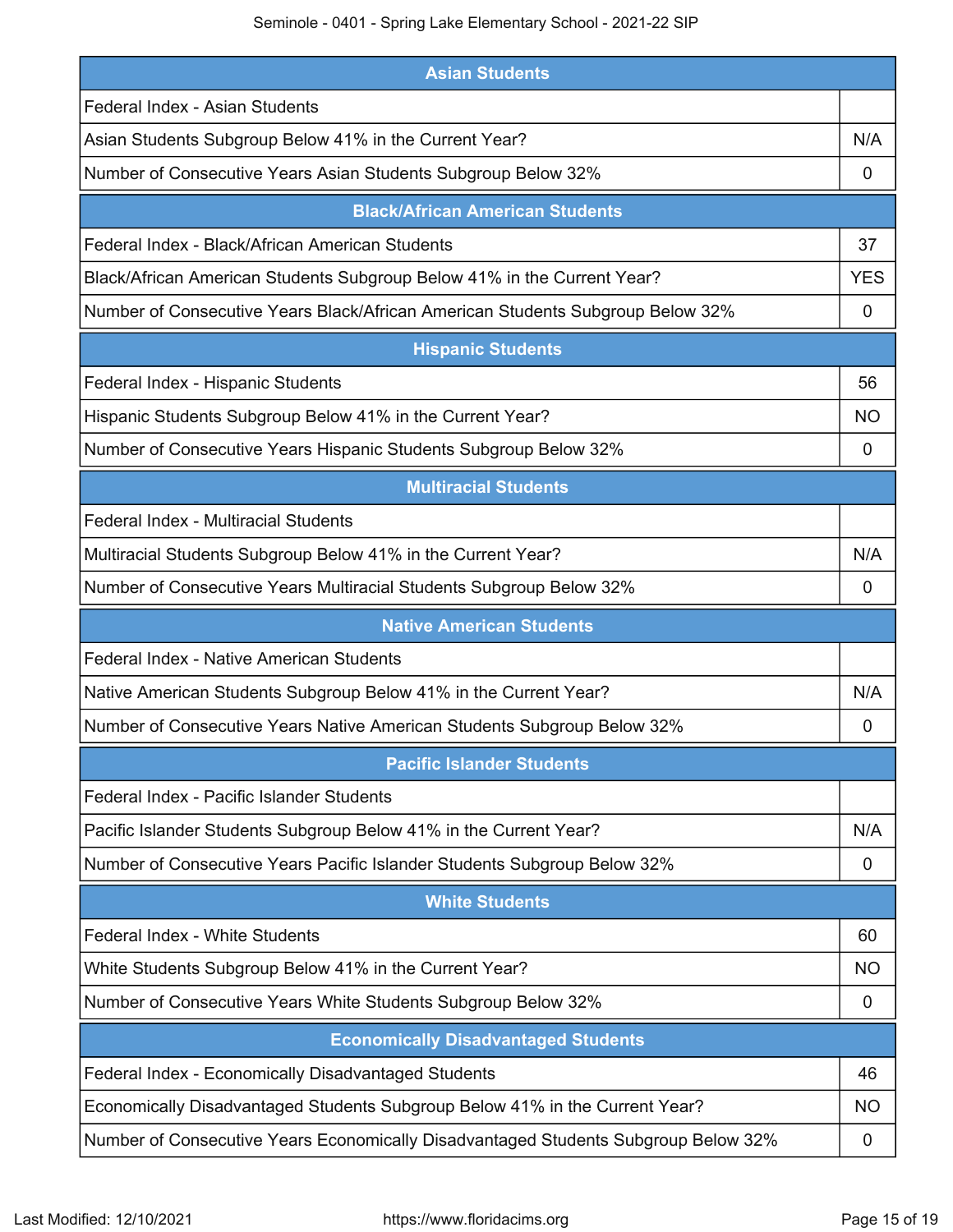| Asian Students | |
|---|---|
| Federal Index - Asian Students | |
| Asian Students Subgroup Below 41% in the Current Year? | N/A |
| Number of Consecutive Years Asian Students Subgroup Below 32% | 0 |

| Black/African American Students | |
|---|---|
| Federal Index - Black/African American Students | 37 |
| Black/African American Students Subgroup Below 41% in the Current Year? | YES |
| Number of Consecutive Years Black/African American Students Subgroup Below 32% | 0 |

| Hispanic Students | |
|---|---|
| Federal Index - Hispanic Students | 56 |
| Hispanic Students Subgroup Below 41% in the Current Year? | NO |
| Number of Consecutive Years Hispanic Students Subgroup Below 32% | 0 |

| Multiracial Students | |
|---|---|
| Federal Index - Multiracial Students | |
| Multiracial Students Subgroup Below 41% in the Current Year? | N/A |
| Number of Consecutive Years Multiracial Students Subgroup Below 32% | 0 |

| Native American Students | |
|---|---|
| Federal Index - Native American Students | |
| Native American Students Subgroup Below 41% in the Current Year? | N/A |
| Number of Consecutive Years Native American Students Subgroup Below 32% | 0 |

| Pacific Islander Students | |
|---|---|
| Federal Index - Pacific Islander Students | |
| Pacific Islander Students Subgroup Below 41% in the Current Year? | N/A |
| Number of Consecutive Years Pacific Islander Students Subgroup Below 32% | 0 |

| White Students | |
|---|---|
| Federal Index - White Students | 60 |
| White Students Subgroup Below 41% in the Current Year? | NO |
| Number of Consecutive Years White Students Subgroup Below 32% | 0 |

| Economically Disadvantaged Students | |
|---|---|
| Federal Index - Economically Disadvantaged Students | 46 |
| Economically Disadvantaged Students Subgroup Below 41% in the Current Year? | NO |
| Number of Consecutive Years Economically Disadvantaged Students Subgroup Below 32% | 0 |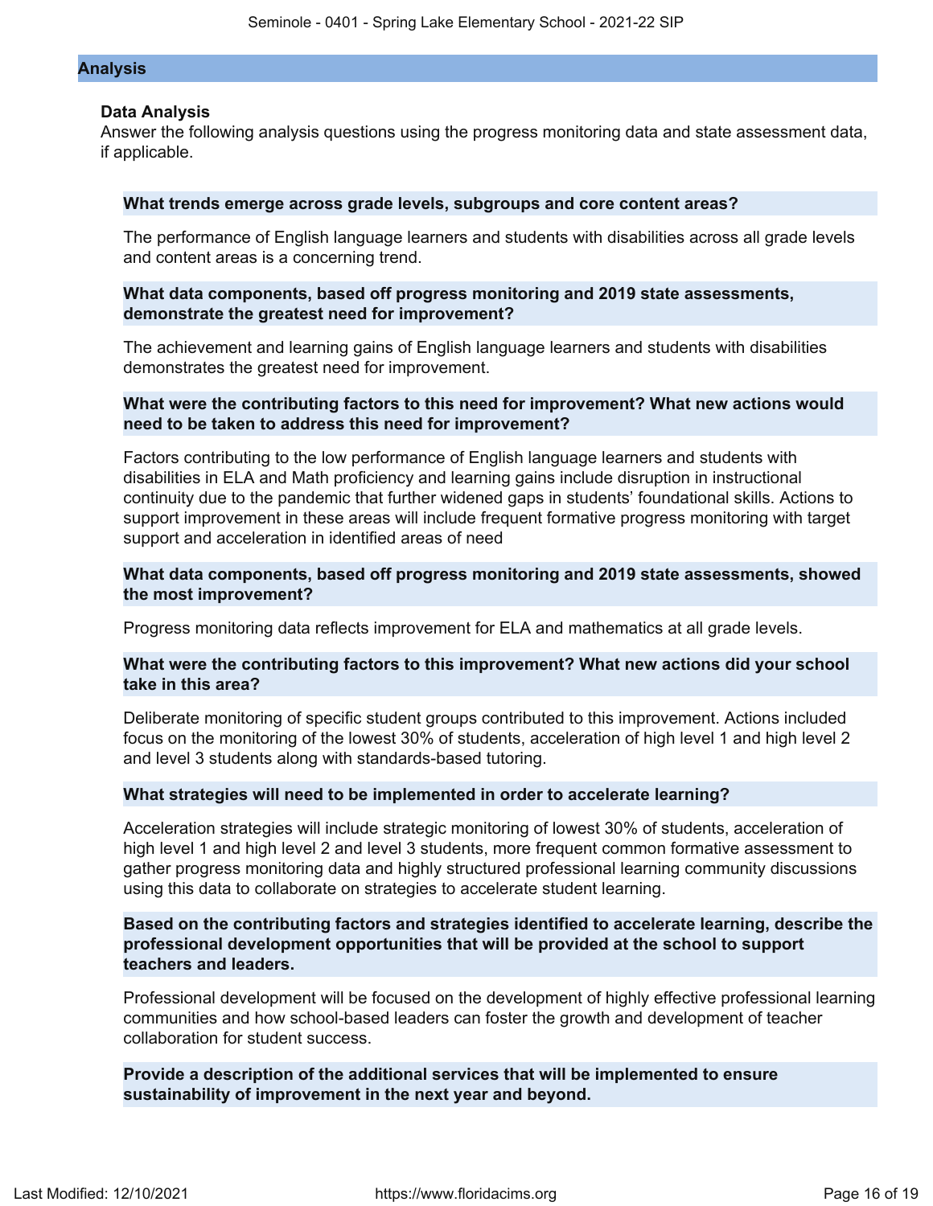## Analysis

### Data Analysis

Answer the following analysis questions using the progress monitoring data and state assessment data, if applicable.

**What trends emerge across grade levels, subgroups and core content areas?**

The performance of English language learners and students with disabilities across all grade levels and content areas is a concerning trend.

**What data components, based off progress monitoring and 2019 state assessments, demonstrate the greatest need for improvement?**

The achievement and learning gains of English language learners and students with disabilities demonstrates the greatest need for improvement.

**What were the contributing factors to this need for improvement? What new actions would need to be taken to address this need for improvement?**

Factors contributing to the low performance of English language learners and students with disabilities in ELA and Math proficiency and learning gains include disruption in instructional continuity due to the pandemic that further widened gaps in students' foundational skills. Actions to support improvement in these areas will include frequent formative progress monitoring with target support and acceleration in identified areas of need

**What data components, based off progress monitoring and 2019 state assessments, showed the most improvement?**

Progress monitoring data reflects improvement for ELA and mathematics at all grade levels.

**What were the contributing factors to this improvement? What new actions did your school take in this area?**

Deliberate monitoring of specific student groups contributed to this improvement. Actions included focus on the monitoring of the lowest 30% of students, acceleration of high level 1 and high level 2 and level 3 students along with standards-based tutoring.

**What strategies will need to be implemented in order to accelerate learning?**

Acceleration strategies will include strategic monitoring of lowest 30% of students, acceleration of high level 1 and high level 2 and level 3 students, more frequent common formative assessment to gather progress monitoring data and highly structured professional learning community discussions using this data to collaborate on strategies to accelerate student learning.

**Based on the contributing factors and strategies identified to accelerate learning, describe the professional development opportunities that will be provided at the school to support teachers and leaders.**

Professional development will be focused on the development of highly effective professional learning communities and how school-based leaders can foster the growth and development of teacher collaboration for student success.

**Provide a description of the additional services that will be implemented to ensure sustainability of improvement in the next year and beyond.**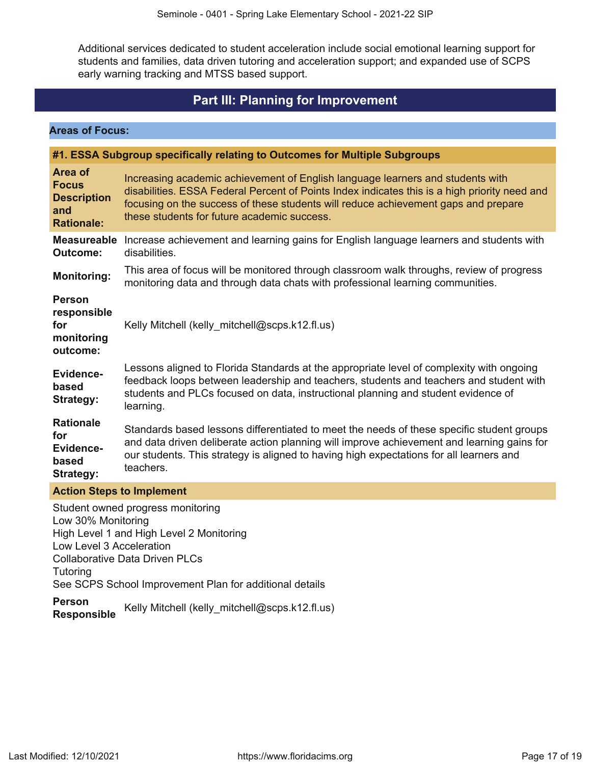Additional services dedicated to student acceleration include social emotional learning support for students and families, data driven tutoring and acceleration support; and expanded use of SCPS early warning tracking and MTSS based support.

# Part III: Planning for Improvement

## Areas of Focus:

### #1. ESSA Subgroup specifically relating to Outcomes for Multiple Subgroups

**Area of Focus Description and Rationale:** Increasing academic achievement of English language learners and students with disabilities. ESSA Federal Percent of Points Index indicates this is a high priority need and focusing on the success of these students will reduce achievement gaps and prepare these students for future academic success.

**Measureable Outcome:** Increase achievement and learning gains for English language learners and students with disabilities.

**Monitoring:** This area of focus will be monitored through classroom walk throughs, review of progress monitoring data and through data chats with professional learning communities.

**Person responsible for monitoring outcome:** Kelly Mitchell (kelly_mitchell@scps.k12.fl.us)

**Evidence-based Strategy:** Lessons aligned to Florida Standards at the appropriate level of complexity with ongoing feedback loops between leadership and teachers, students and teachers and student with students and PLCs focused on data, instructional planning and student evidence of learning.

**Rationale for Evidence-based Strategy:** Standards based lessons differentiated to meet the needs of these specific student groups and data driven deliberate action planning will improve achievement and learning gains for our students. This strategy is aligned to having high expectations for all learners and teachers.

**Action Steps to Implement**

Student owned progress monitoring
Low 30% Monitoring
High Level 1 and High Level 2 Monitoring
Low Level 3 Acceleration
Collaborative Data Driven PLCs
Tutoring
See SCPS School Improvement Plan for additional details

**Person Responsible** Kelly Mitchell (kelly_mitchell@scps.k12.fl.us)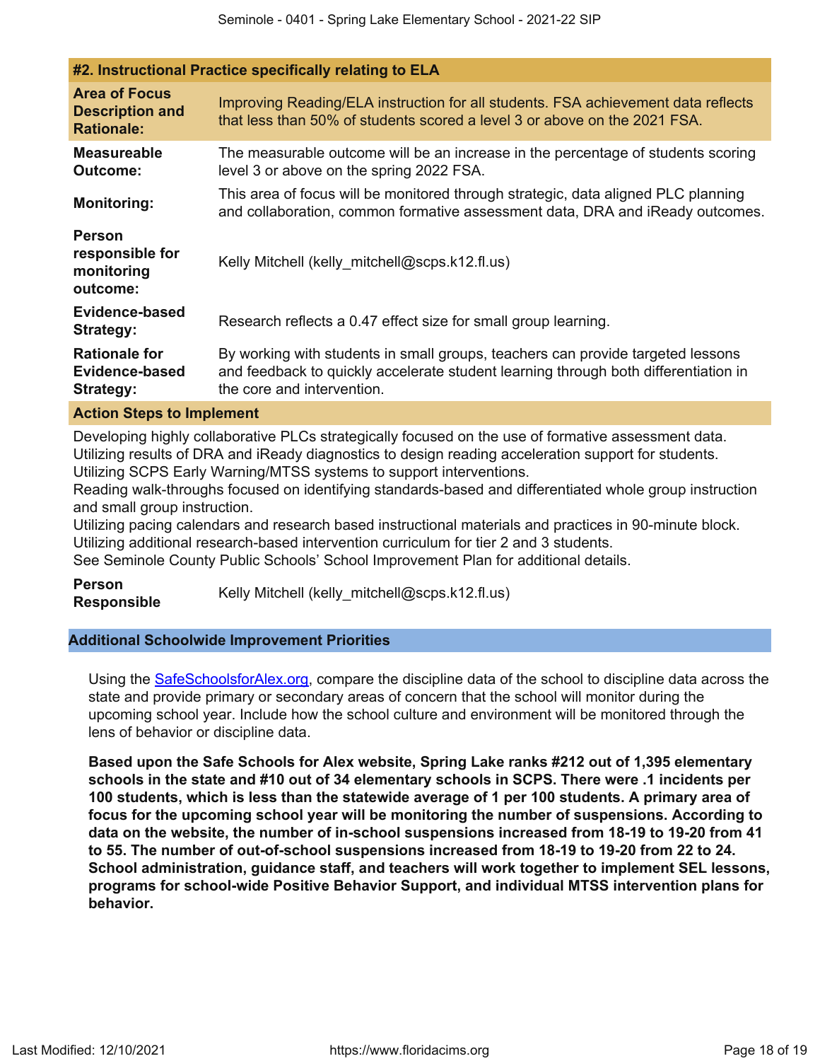### #2. Instructional Practice specifically relating to ELA

| | |
|---|---|
| **Area of Focus Description and Rationale:** | Improving Reading/ELA instruction for all students. FSA achievement data reflects that less than 50% of students scored a level 3 or above on the 2021 FSA. |
| **Measureable Outcome:** | The measurable outcome will be an increase in the percentage of students scoring level 3 or above on the spring 2022 FSA. |
| **Monitoring:** | This area of focus will be monitored through strategic, data aligned PLC planning and collaboration, common formative assessment data, DRA and iReady outcomes. |
| **Person responsible for monitoring outcome:** | Kelly Mitchell (kelly_mitchell@scps.k12.fl.us) |
| **Evidence-based Strategy:** | Research reflects a 0.47 effect size for small group learning. |
| **Rationale for Evidence-based Strategy:** | By working with students in small groups, teachers can provide targeted lessons and feedback to quickly accelerate student learning through both differentiation in the core and intervention. |

**Action Steps to Implement**

Developing highly collaborative PLCs strategically focused on the use of formative assessment data.
Utilizing results of DRA and iReady diagnostics to design reading acceleration support for students.
Utilizing SCPS Early Warning/MTSS systems to support interventions.
Reading walk-throughs focused on identifying standards-based and differentiated whole group instruction and small group instruction.
Utilizing pacing calendars and research based instructional materials and practices in 90-minute block.
Utilizing additional research-based intervention curriculum for tier 2 and 3 students.
See Seminole County Public Schools' School Improvement Plan for additional details.

**Person Responsible** Kelly Mitchell (kelly_mitchell@scps.k12.fl.us)

### Additional Schoolwide Improvement Priorities

Using the SafeSchoolsforAlex.org, compare the discipline data of the school to discipline data across the state and provide primary or secondary areas of concern that the school will monitor during the upcoming school year. Include how the school culture and environment will be monitored through the lens of behavior or discipline data.

**Based upon the Safe Schools for Alex website, Spring Lake ranks #212 out of 1,395 elementary schools in the state and #10 out of 34 elementary schools in SCPS. There were .1 incidents per 100 students, which is less than the statewide average of 1 per 100 students. A primary area of focus for the upcoming school year will be monitoring the number of suspensions. According to data on the website, the number of in-school suspensions increased from 18-19 to 19-20 from 41 to 55. The number of out-of-school suspensions increased from 18-19 to 19-20 from 22 to 24. School administration, guidance staff, and teachers will work together to implement SEL lessons, programs for school-wide Positive Behavior Support, and individual MTSS intervention plans for behavior.**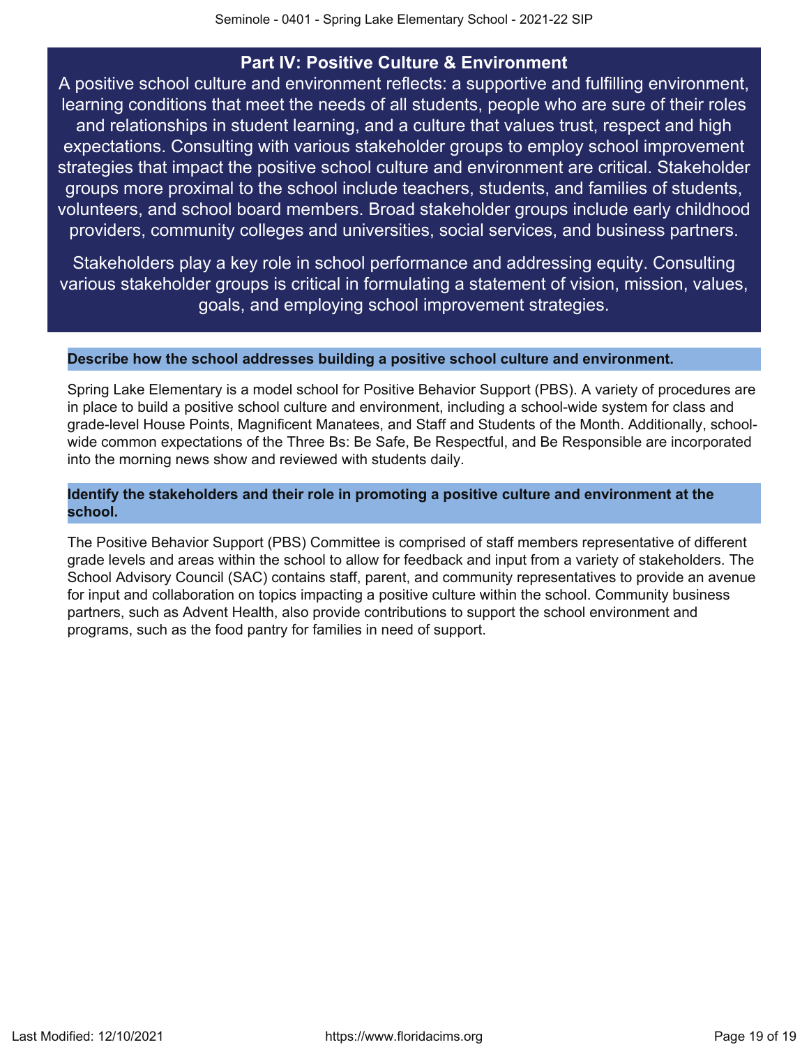## Part IV: Positive Culture & Environment

A positive school culture and environment reflects: a supportive and fulfilling environment, learning conditions that meet the needs of all students, people who are sure of their roles and relationships in student learning, and a culture that values trust, respect and high expectations. Consulting with various stakeholder groups to employ school improvement strategies that impact the positive school culture and environment are critical. Stakeholder groups more proximal to the school include teachers, students, and families of students, volunteers, and school board members. Broad stakeholder groups include early childhood providers, community colleges and universities, social services, and business partners.

Stakeholders play a key role in school performance and addressing equity. Consulting various stakeholder groups is critical in formulating a statement of vision, mission, values, goals, and employing school improvement strategies.

**Describe how the school addresses building a positive school culture and environment.**

Spring Lake Elementary is a model school for Positive Behavior Support (PBS). A variety of procedures are in place to build a positive school culture and environment, including a school-wide system for class and grade-level House Points, Magnificent Manatees, and Staff and Students of the Month. Additionally, school-wide common expectations of the Three Bs: Be Safe, Be Respectful, and Be Responsible are incorporated into the morning news show and reviewed with students daily.

**Identify the stakeholders and their role in promoting a positive culture and environment at the school.**

The Positive Behavior Support (PBS) Committee is comprised of staff members representative of different grade levels and areas within the school to allow for feedback and input from a variety of stakeholders. The School Advisory Council (SAC) contains staff, parent, and community representatives to provide an avenue for input and collaboration on topics impacting a positive culture within the school. Community business partners, such as Advent Health, also provide contributions to support the school environment and programs, such as the food pantry for families in need of support.